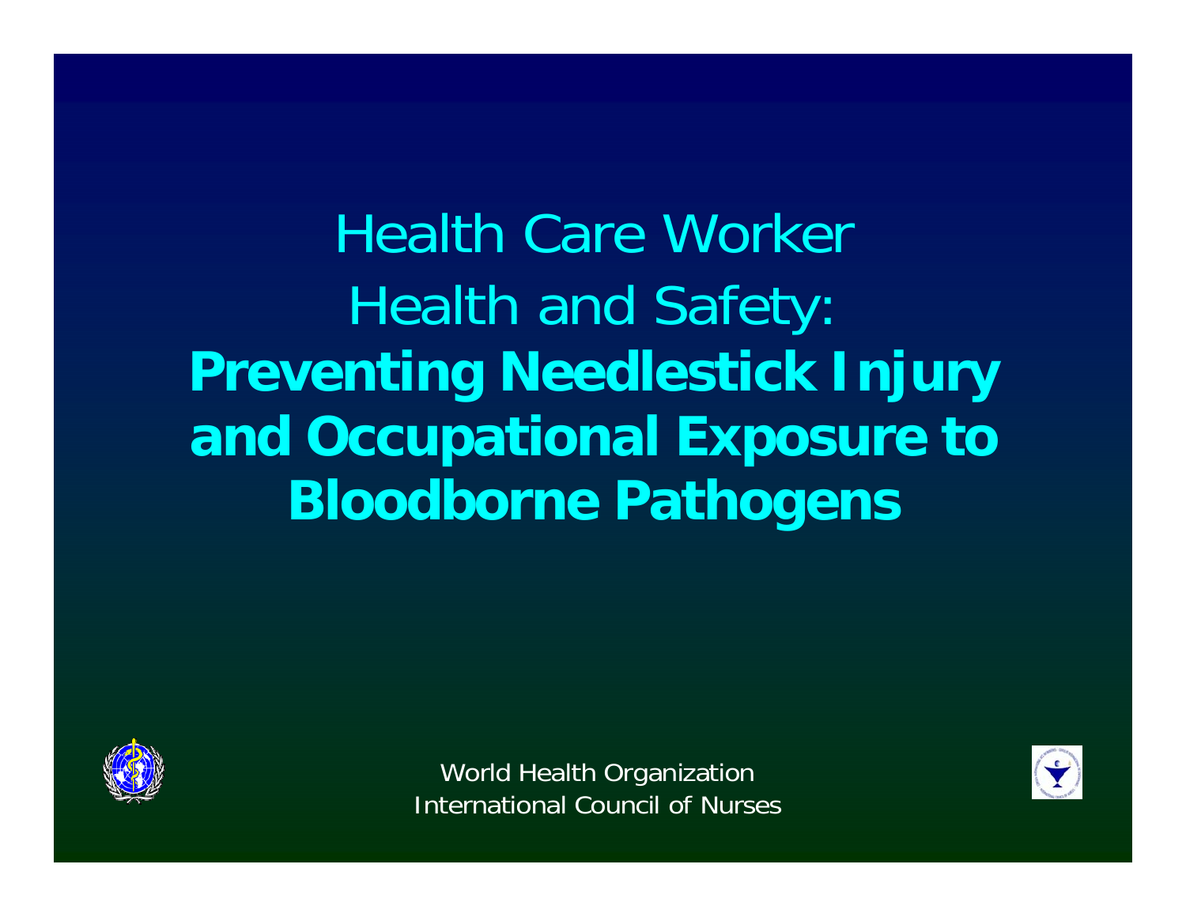# Health Care Worker Health and Safety: **Preventing Needlestick Injury and Occupational Exposure to Bloodborne Pathogens**

World Health Organization
International Council of Nurses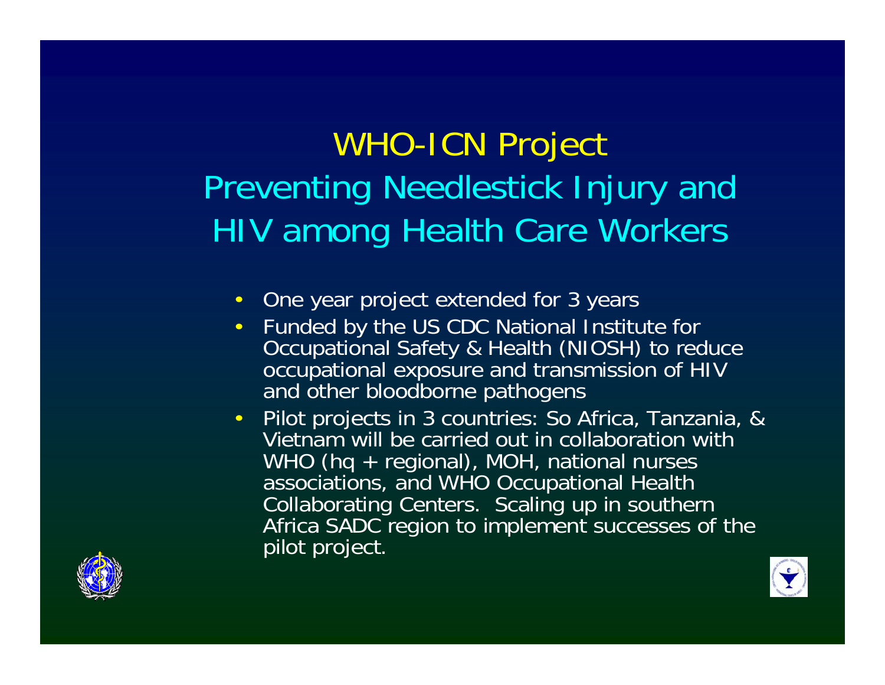# WHO-ICN Project

## Preventing Needlestick Injury and HIV among Health Care Workers

- One year project extended for 3 years
- Funded by the US CDC National Institute for Occupational Safety & Health (NIOSH) to reduce occupational exposure and transmission of HIV and other bloodborne pathogens
- Pilot projects in 3 countries: So Africa, Tanzania, & Vietnam will be carried out in collaboration with WHO (hq + regional), MOH, national nurses associations, and WHO Occupational Health Collaborating Centers. Scaling up in southern Africa SADC region to implement successes of the pilot project.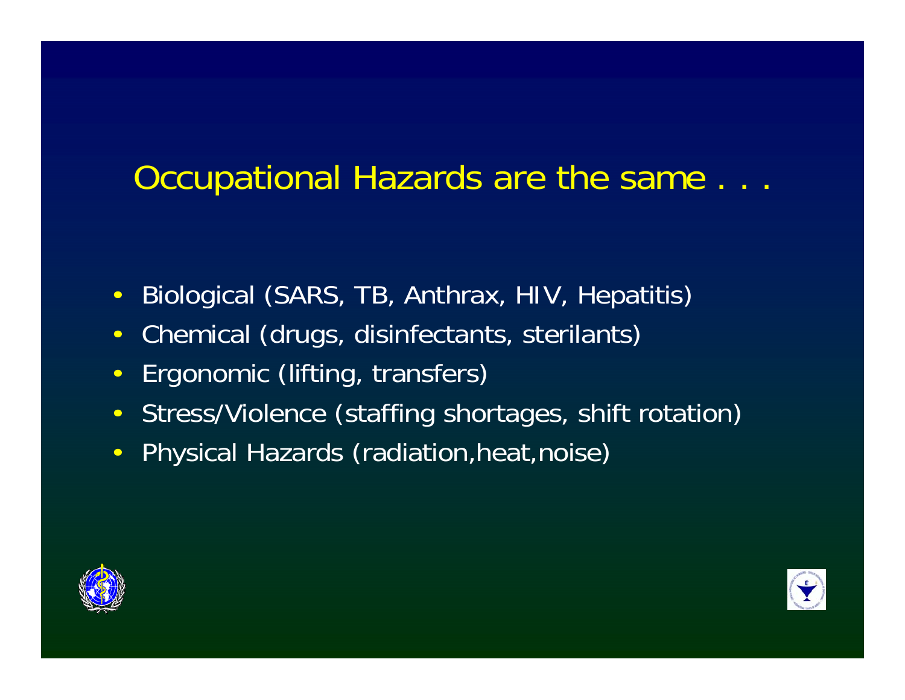# Occupational Hazards are the same . . .

- Biological (SARS, TB, Anthrax, HIV, Hepatitis)
- Chemical (drugs, disinfectants, sterilants)
- Ergonomic (lifting, transfers)
- Stress/Violence (staffing shortages, shift rotation)
- Physical Hazards (radiation,heat,noise)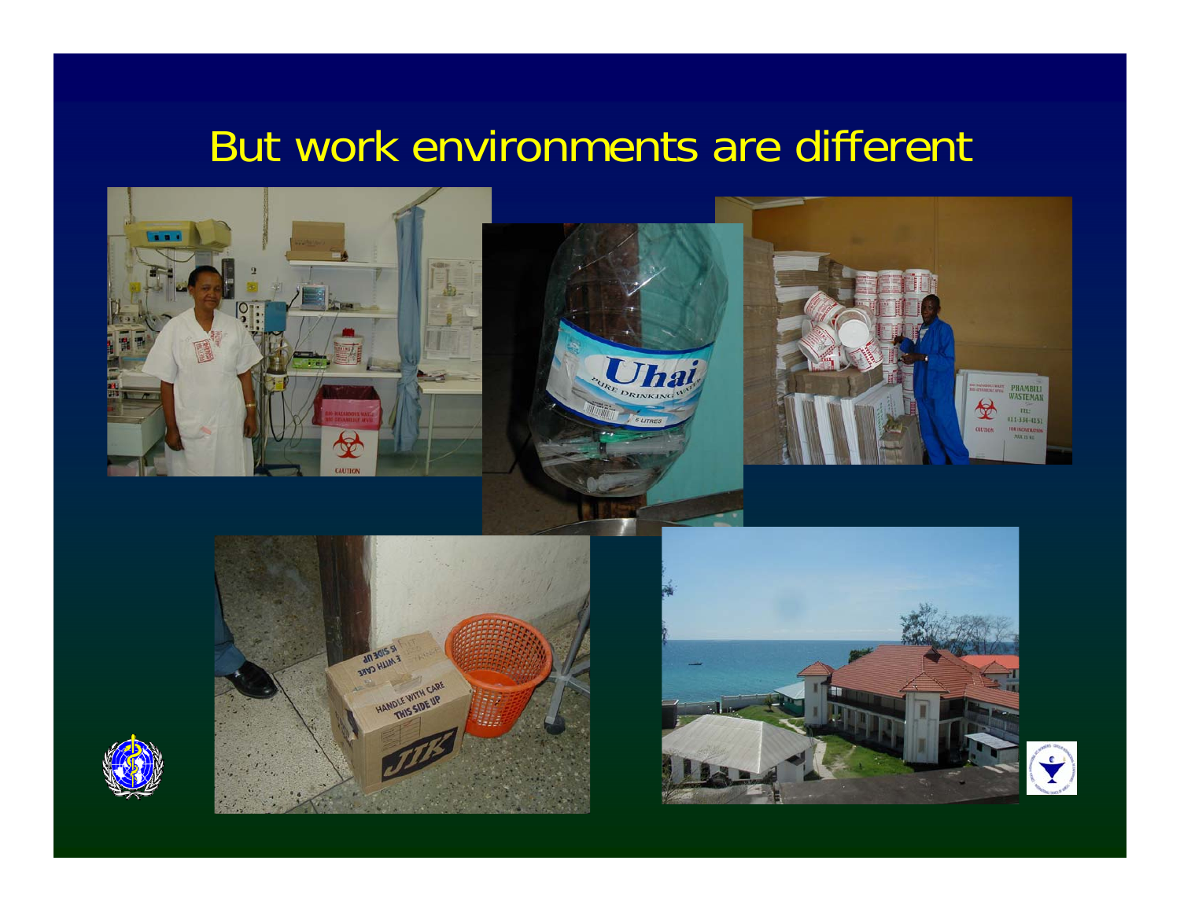# But work environments are different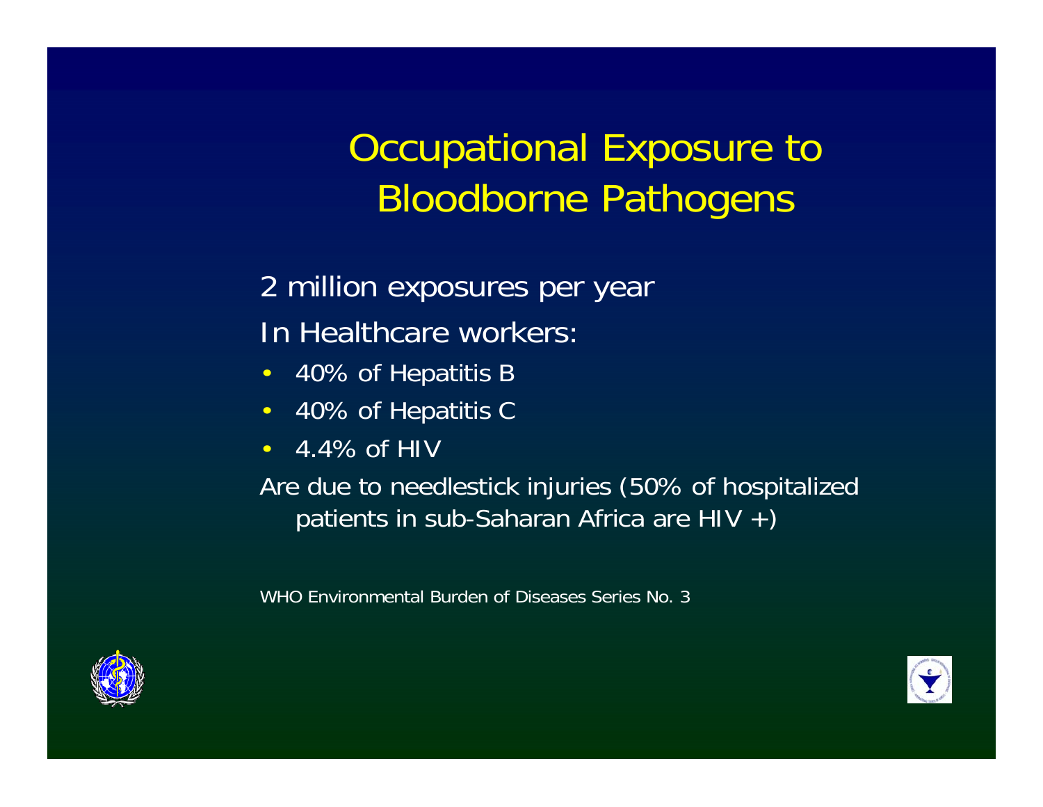# Occupational Exposure to Bloodborne Pathogens

2 million exposures per year

In Healthcare workers:

- 40% of Hepatitis B
- 40% of Hepatitis C
- 4.4% of HIV

Are due to needlestick injuries (50% of hospitalized patients in sub-Saharan Africa are HIV +)

WHO Environmental Burden of Diseases Series No. 3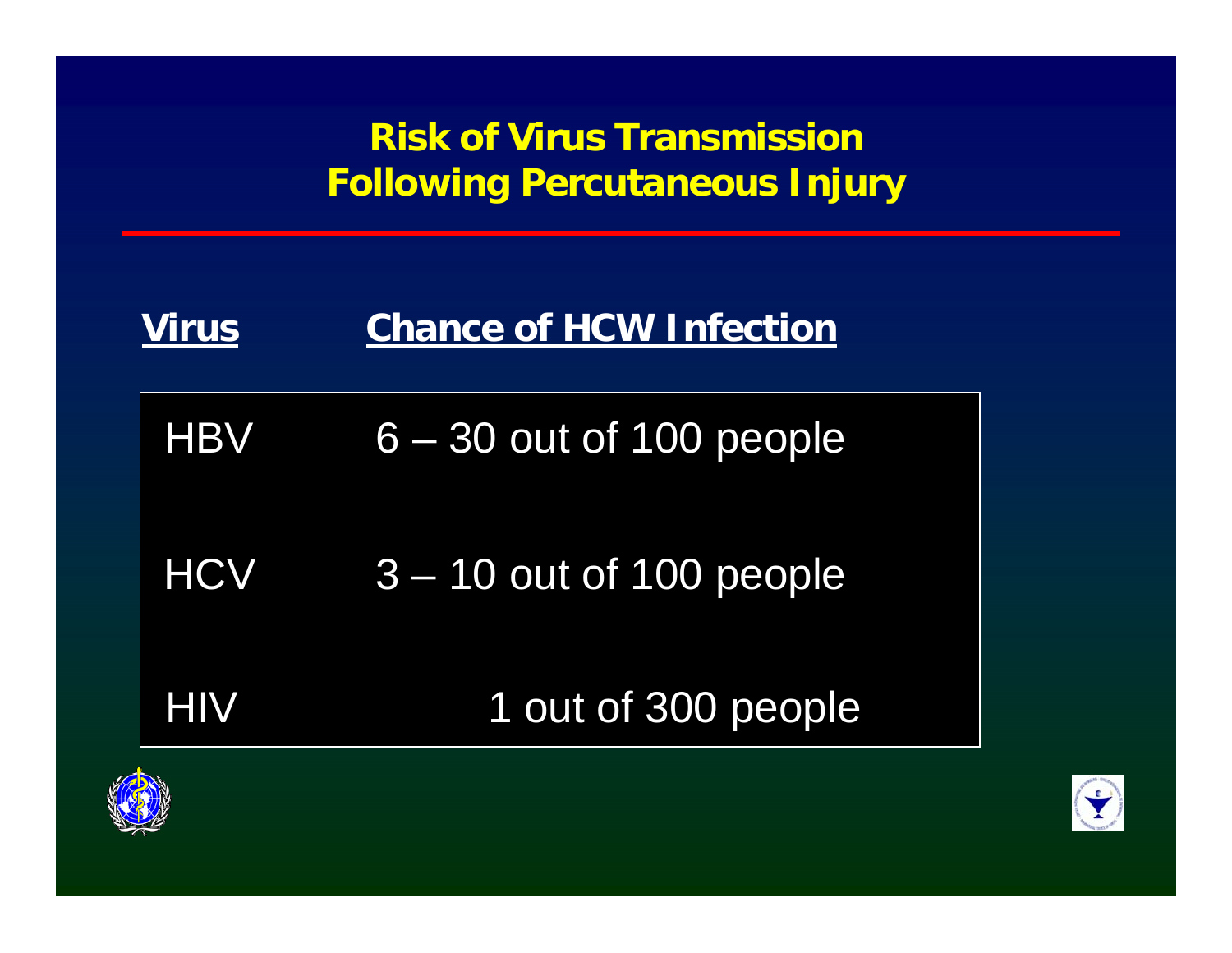# Risk of Virus Transmission Following Percutaneous Injury

| Virus | Chance of HCW Infection |
| --- | --- |
| HBV | 6 – 30 out of 100 people |
| HCV | 3 – 10 out of 100 people |
| HIV | 1 out of 300 people |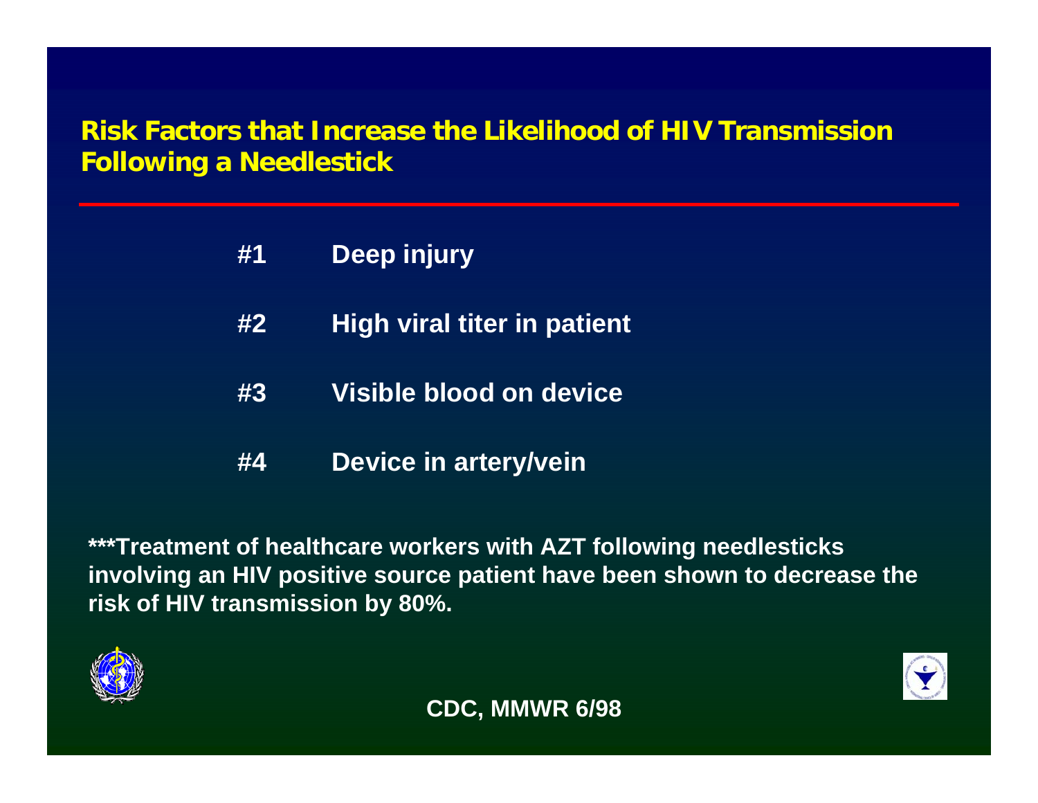# Risk Factors that Increase the Likelihood of HIV Transmission Following a Needlestick

#1 Deep injury

#2 High viral titer in patient

#3 Visible blood on device

#4 Device in artery/vein

***Treatment of healthcare workers with AZT following needlesticks involving an HIV positive source patient have been shown to decrease the risk of HIV transmission by 80%.

CDC, MMWR 6/98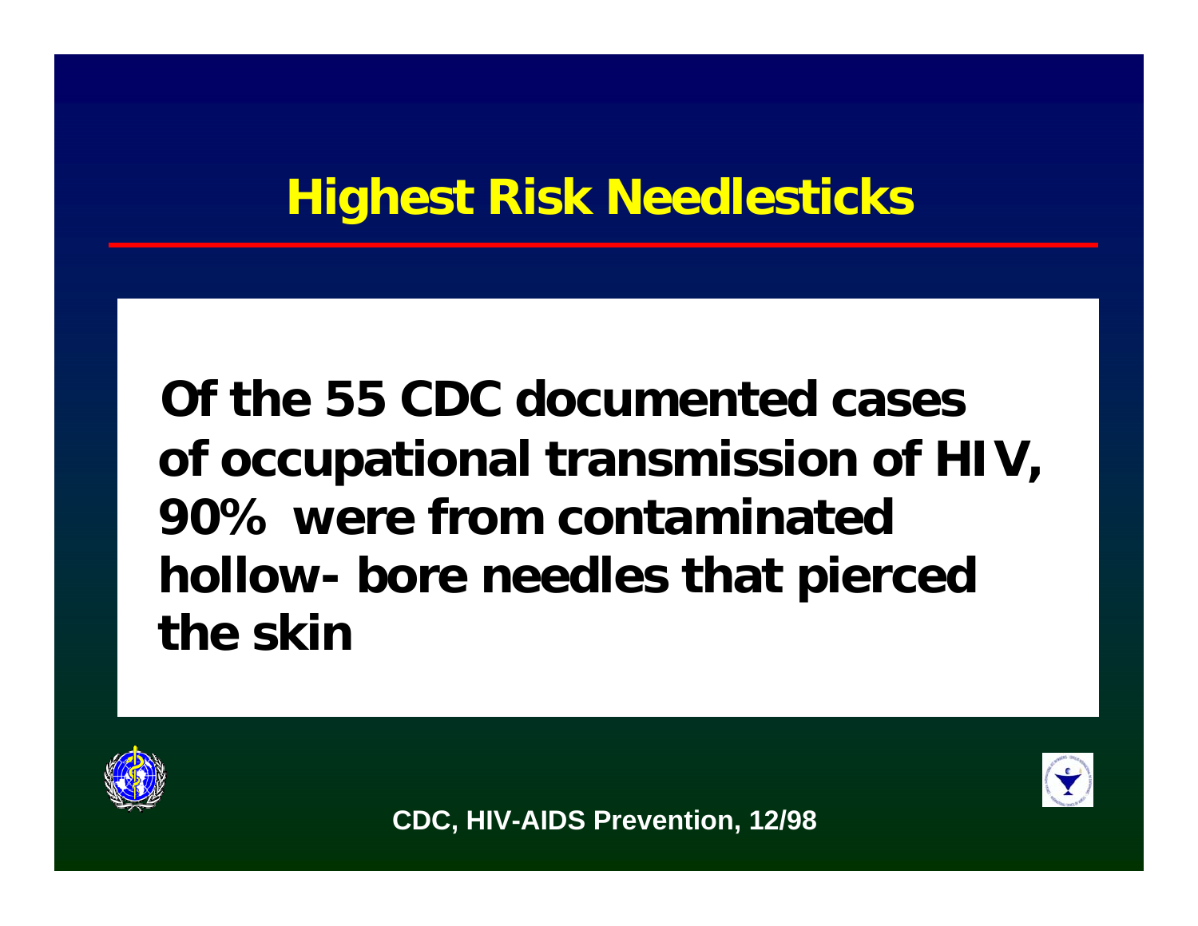# Highest Risk Needlesticks

**Of the 55 CDC documented cases of occupational transmission of HIV, 90% were from contaminated hollow- bore needles that pierced the skin**

CDC, HIV-AIDS Prevention, 12/98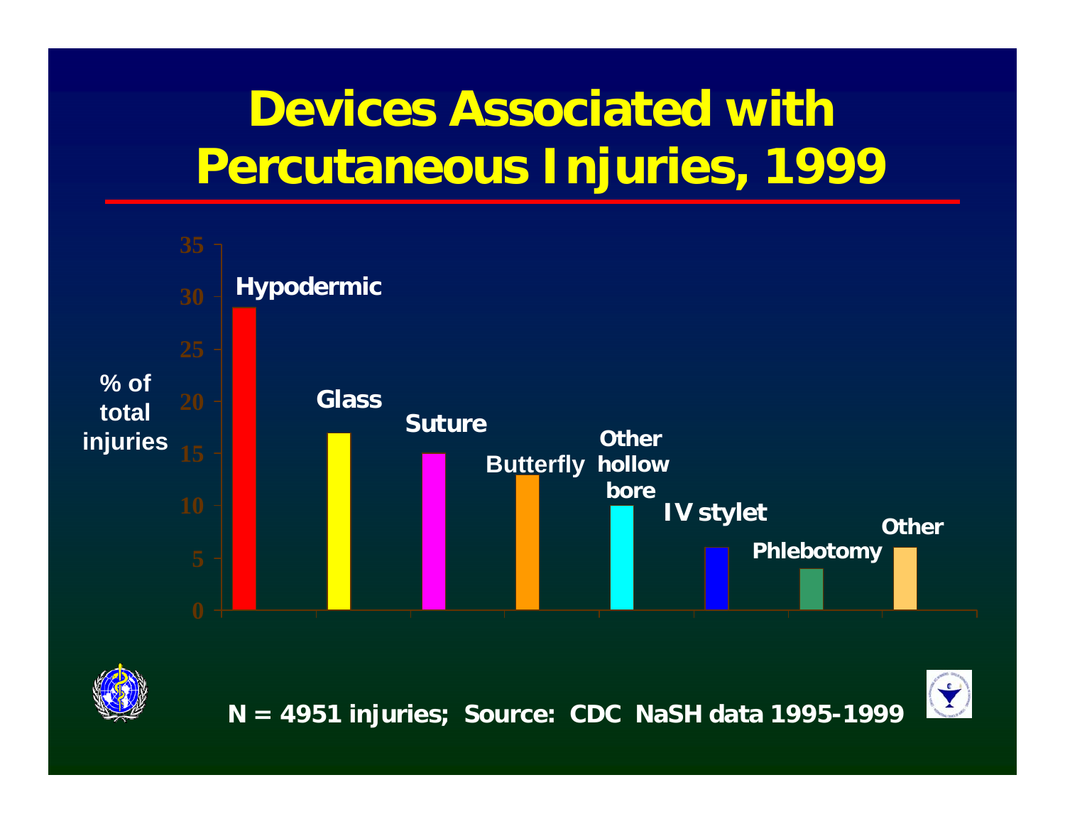# Devices Associated with Percutaneous Injuries, 1999

| Device | % of total injuries |
|---|---|
| Hypodermic | 29 |
| Glass | 17 |
| Suture | 15 |
| Butterfly | 13 |
| Other hollow bore | 10 |
| IV stylet | 6 |
| Phlebotomy | 4 |
| Other | 6 |

**N = 4951 injuries; Source: CDC NaSH data 1995-1999**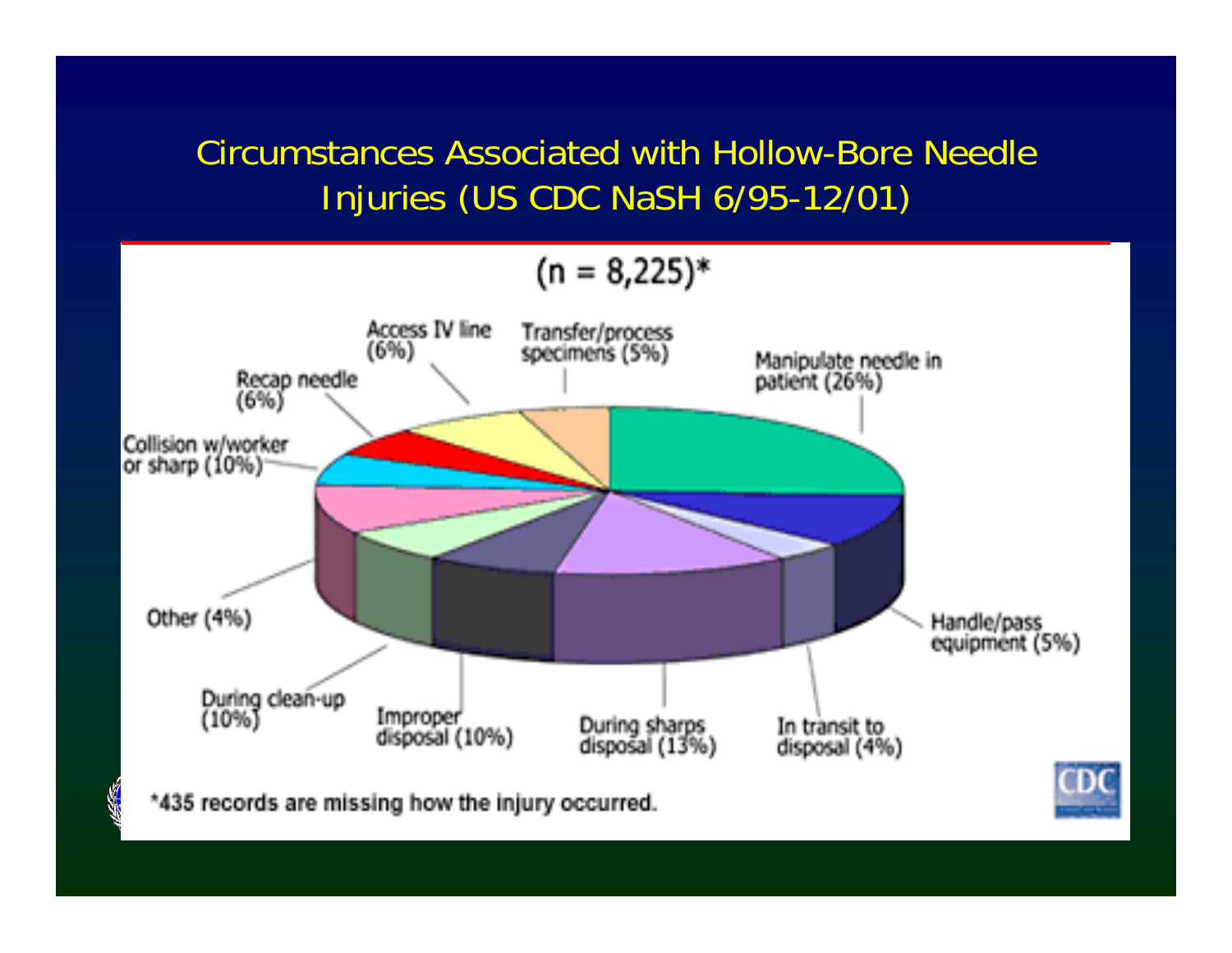## Circumstances Associated with Hollow-Bore Needle Injuries (US CDC NaSH 6/95-12/01)

(n = 8,225)*

- Manipulate needle in patient (26%)
- Handle/pass equipment (5%)
- In transit to disposal (4%)
- During sharps disposal (13%)
- Improper disposal (10%)
- During clean-up (10%)
- Other (4%)
- Collision w/worker or sharp (10%)
- Recap needle (6%)
- Access IV line (6%)
- Transfer/process specimens (5%)

*435 records are missing how the injury occurred.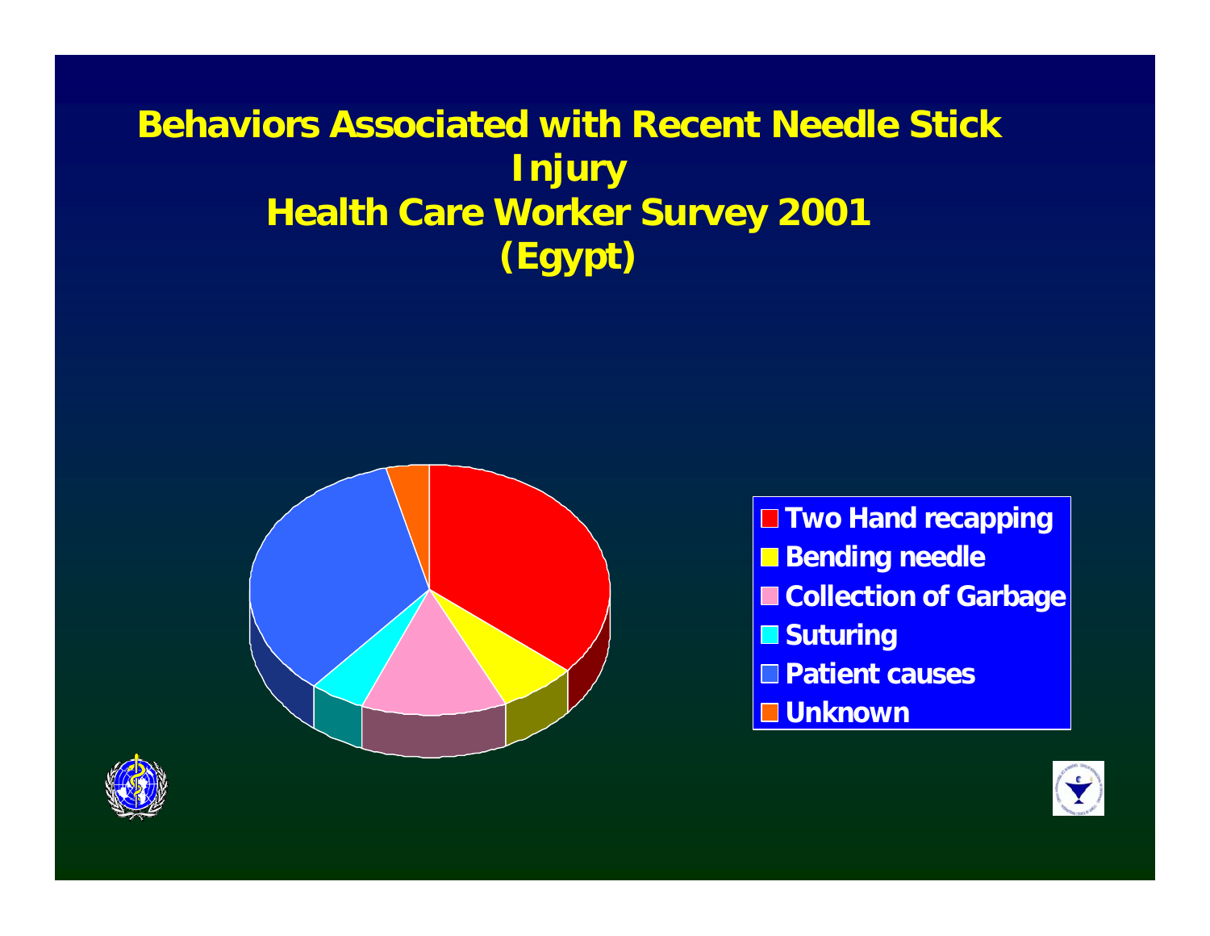# Behaviors Associated with Recent Needle Stick Injury
# Health Care Worker Survey 2001
# (Egypt)

- Two Hand recapping
- Bending needle
- Collection of Garbage
- Suturing
- Patient causes
- Unknown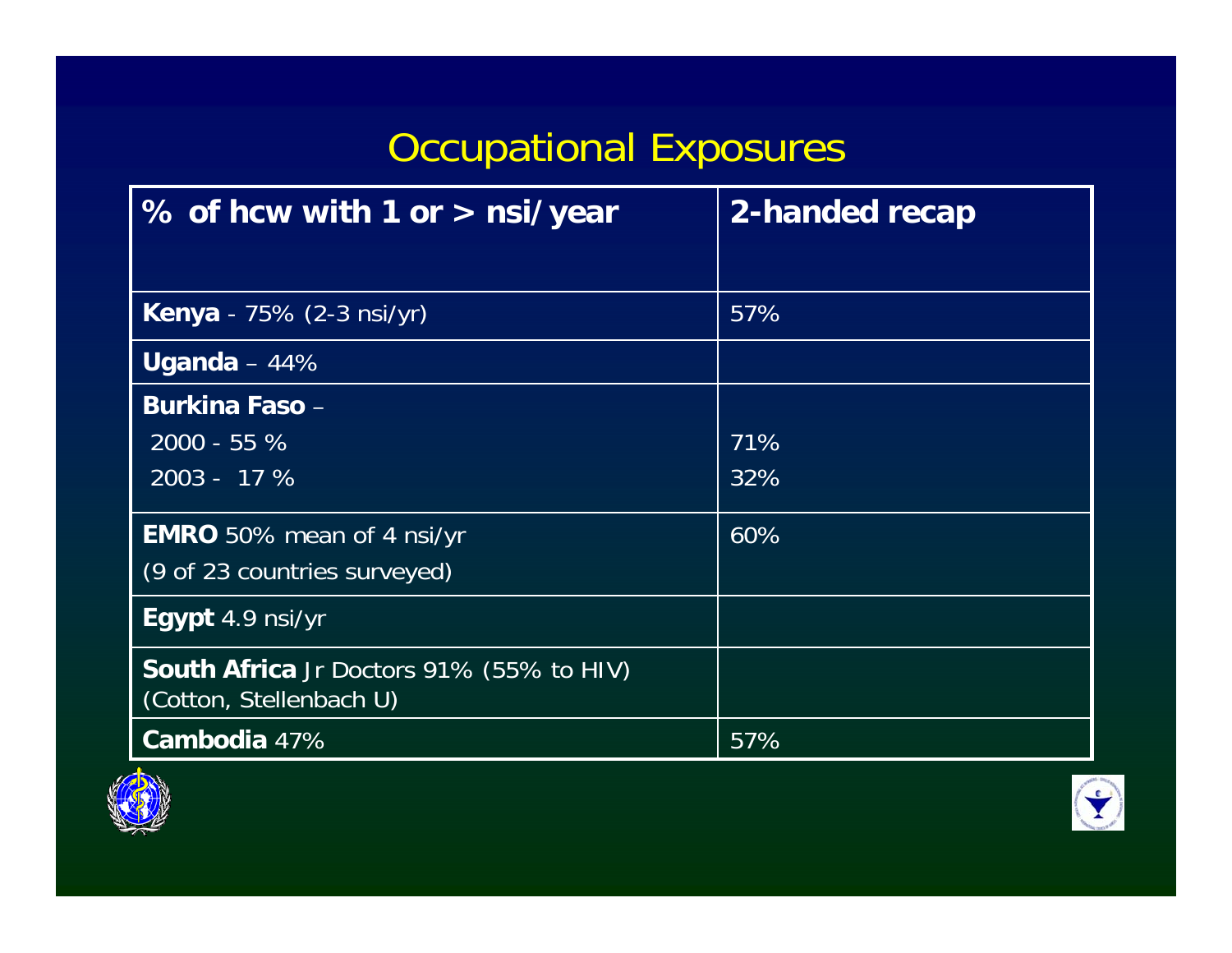# Occupational Exposures

| % of hcw with 1 or > nsi/year | 2-handed recap |
|---|---|
| **Kenya** - 75% (2-3 nsi/yr) | 57% |
| **Uganda** – 44% | |
| **Burkina Faso** – <br> 2000 - 55 % <br> 2003 - 17 % | <br> 71% <br> 32% |
| **EMRO** 50% mean of 4 nsi/yr <br> (9 of 23 countries surveyed) | 60% |
| **Egypt** 4.9 nsi/yr | |
| **South Africa** Jr Doctors 91% (55% to HIV) <br> (Cotton, Stellenbach U) | |
| **Cambodia** 47% | 57% |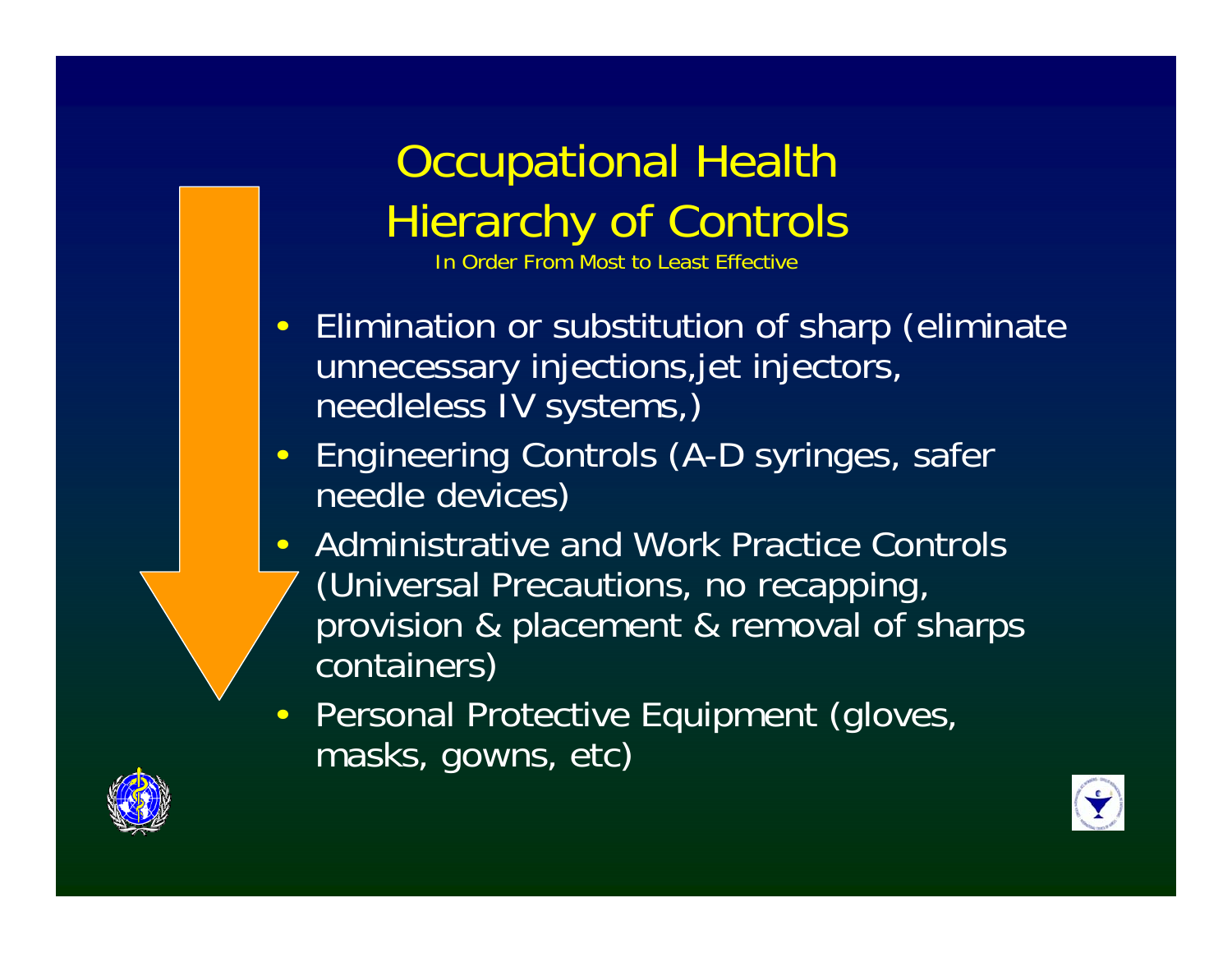# Occupational Health Hierarchy of Controls

In Order From Most to Least Effective

- Elimination or substitution of sharp (eliminate unnecessary injections,jet injectors, needleless IV systems,)
- Engineering Controls (A-D syringes, safer needle devices)
- Administrative and Work Practice Controls (Universal Precautions, no recapping, provision & placement & removal of sharps containers)
- Personal Protective Equipment (gloves, masks, gowns, etc)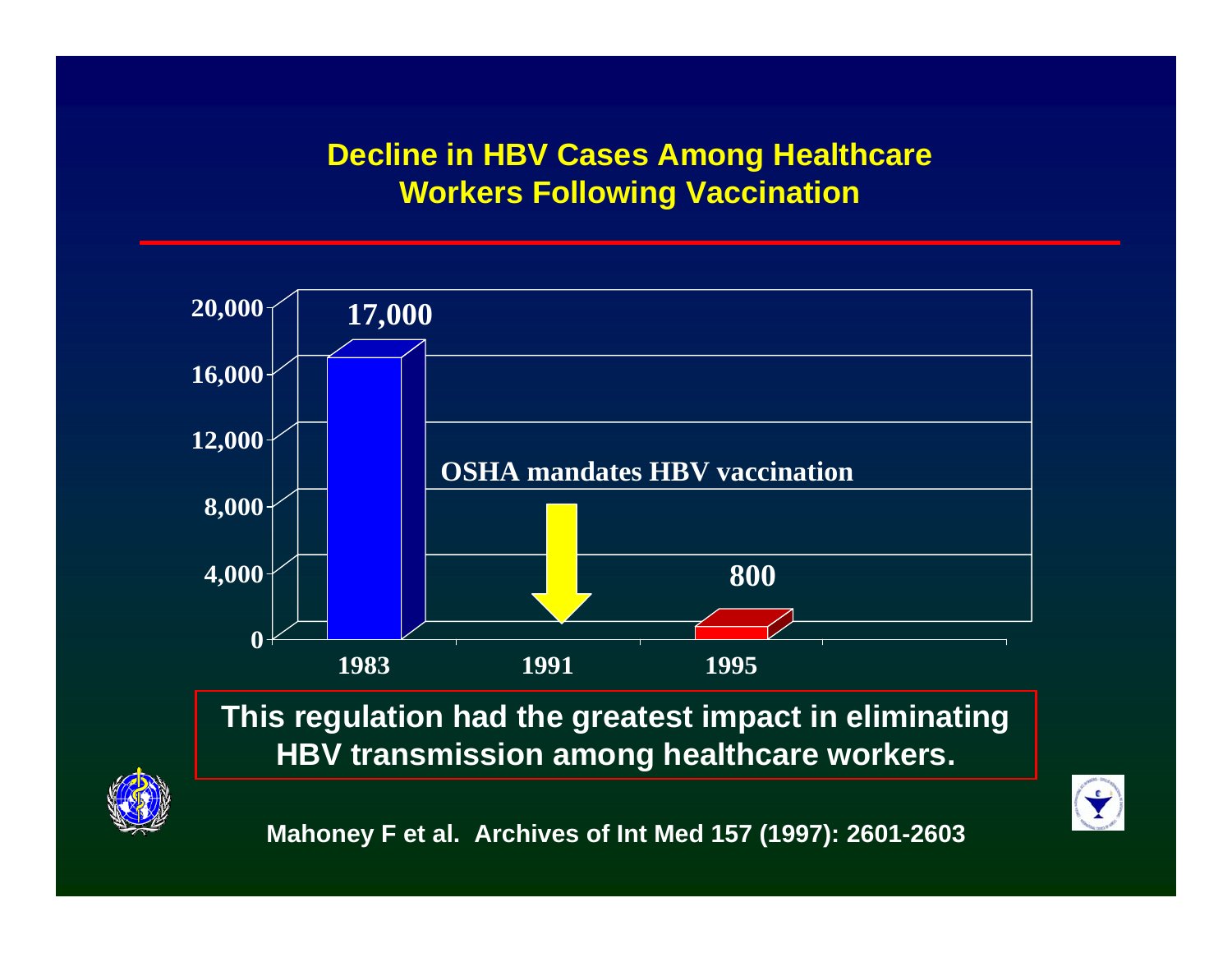## Decline in HBV Cases Among Healthcare Workers Following Vaccination

| Year | HBV Cases |
|---|---|
| 1983 | 17,000 |
| 1991 | OSHA mandates HBV vaccination |
| 1995 | 800 |

**This regulation had the greatest impact in eliminating HBV transmission among healthcare workers.**

Mahoney F et al. Archives of Int Med 157 (1997): 2601-2603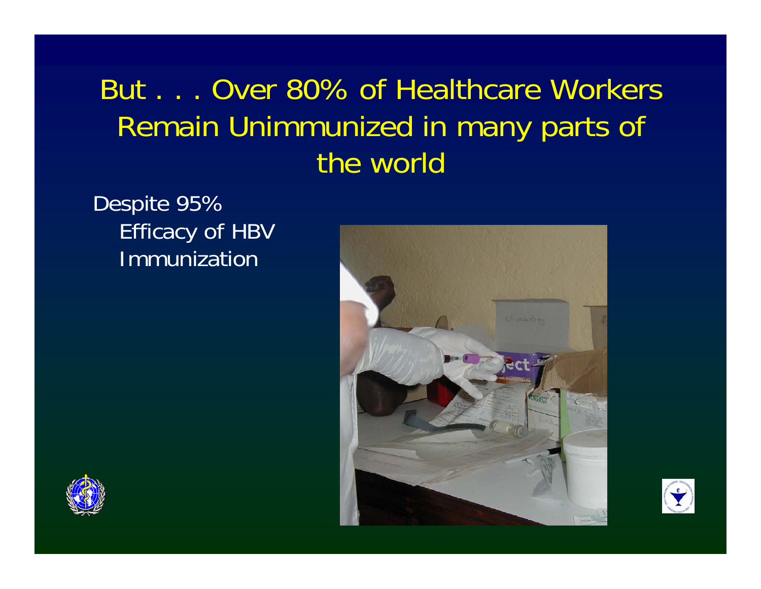# But . . . Over 80% of Healthcare Workers Remain Unimmunized in many parts of the world

Despite 95% Efficacy of HBV Immunization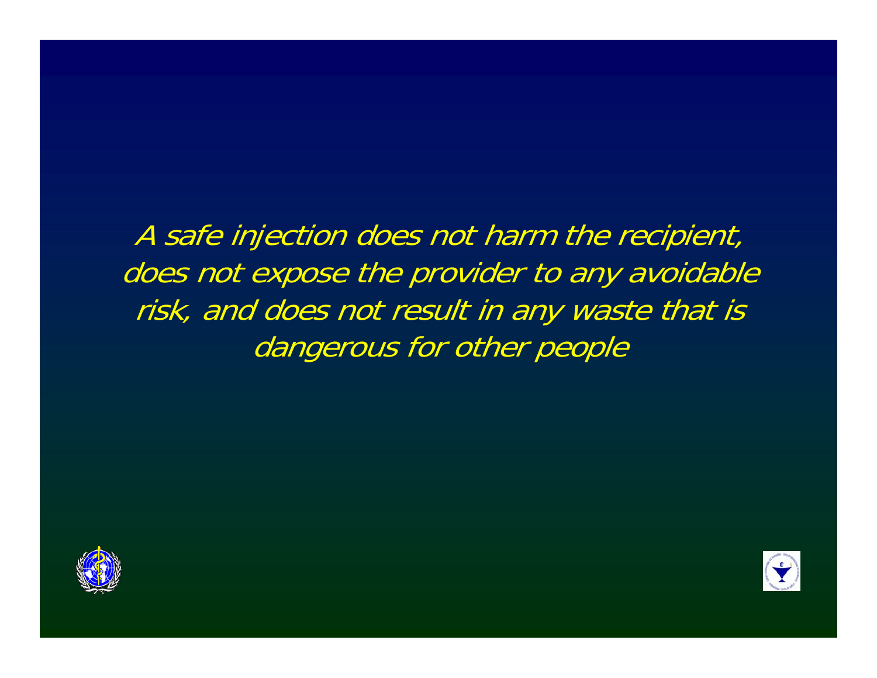*A safe injection does not harm the recipient, does not expose the provider to any avoidable risk, and does not result in any waste that is dangerous for other people*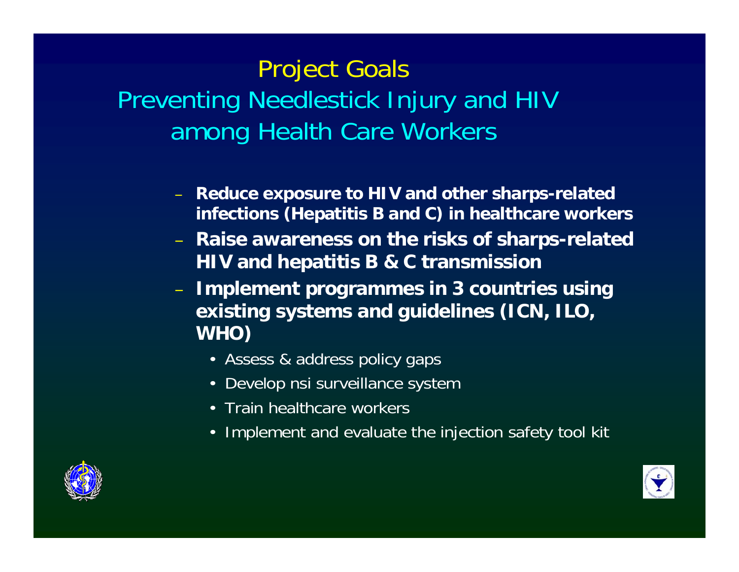# Project Goals

## Preventing Needlestick Injury and HIV among Health Care Workers

- **Reduce exposure to HIV and other sharps-related infections (Hepatitis B and C) in healthcare workers**
- **Raise awareness on the risks of sharps-related HIV and hepatitis B & C transmission**
- **Implement programmes in 3 countries using existing systems and guidelines (ICN, ILO, WHO)**
  - Assess & address policy gaps
  - Develop nsi surveillance system
  - Train healthcare workers
  - Implement and evaluate the injection safety tool kit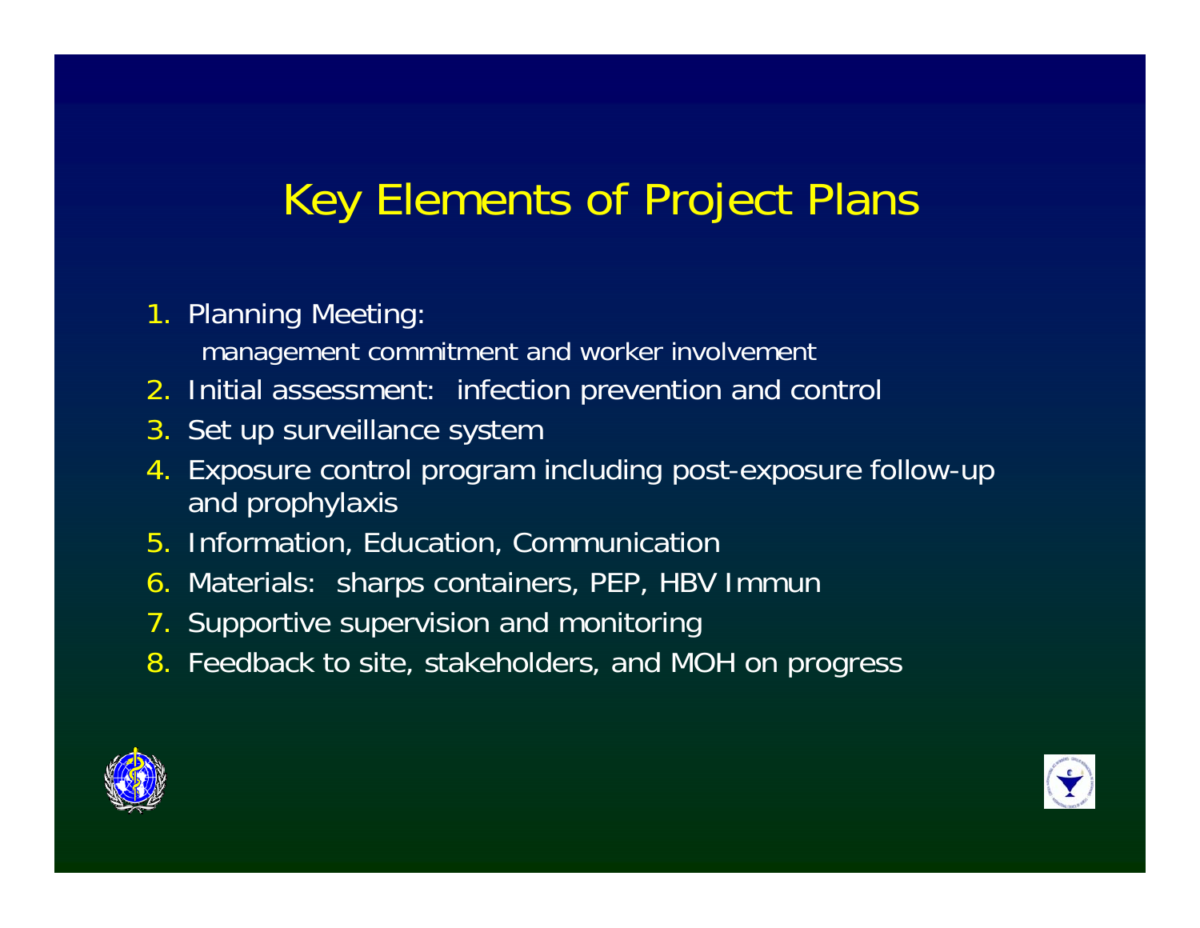# Key Elements of Project Plans

1. Planning Meeting:
   management commitment and worker involvement
2. Initial assessment: infection prevention and control
3. Set up surveillance system
4. Exposure control program including post-exposure follow-up and prophylaxis
5. Information, Education, Communication
6. Materials: sharps containers, PEP, HBV Immun
7. Supportive supervision and monitoring
8. Feedback to site, stakeholders, and MOH on progress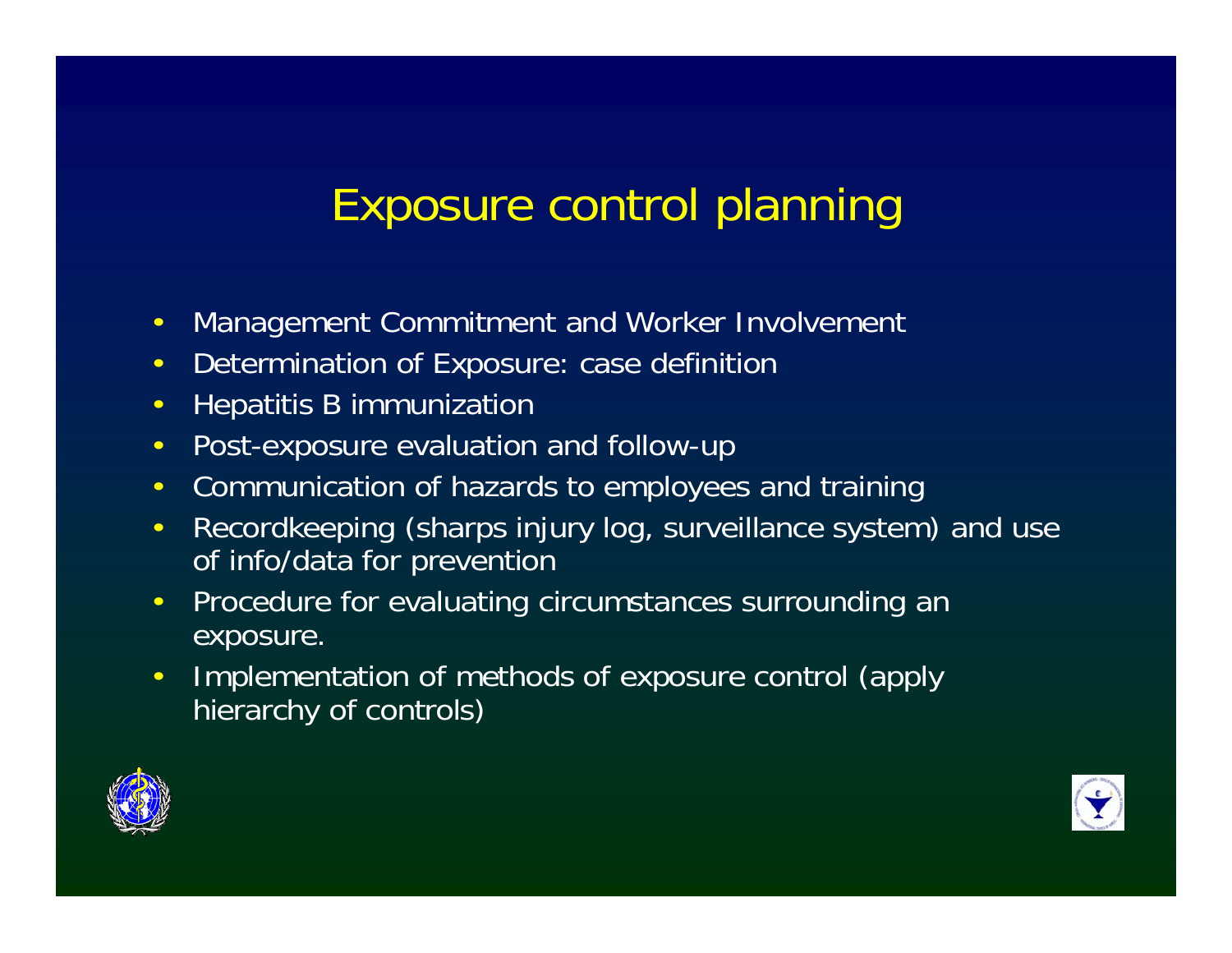# Exposure control planning

- Management Commitment and Worker Involvement
- Determination of Exposure: case definition
- Hepatitis B immunization
- Post-exposure evaluation and follow-up
- Communication of hazards to employees and training
- Recordkeeping (sharps injury log, surveillance system) and use of info/data for prevention
- Procedure for evaluating circumstances surrounding an exposure.
- Implementation of methods of exposure control (apply hierarchy of controls)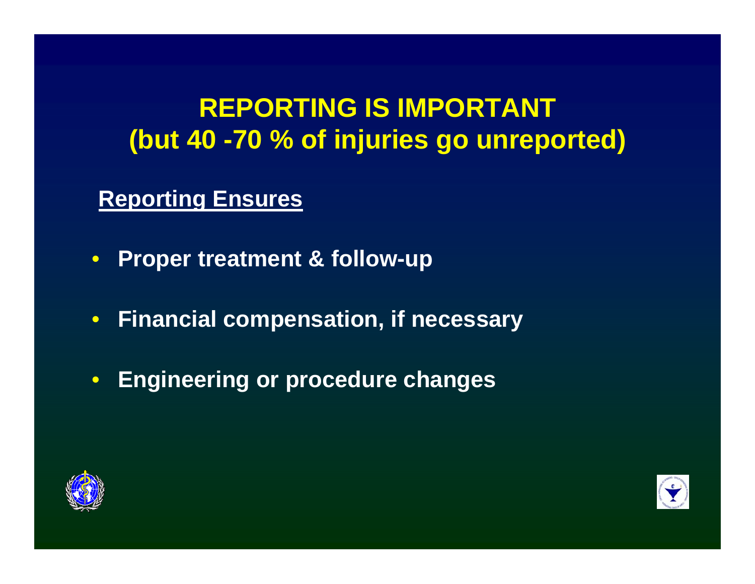# REPORTING IS IMPORTANT
# (but 40 -70 % of injuries go unreported)

**Reporting Ensures**

- **Proper treatment & follow-up**
- **Financial compensation, if necessary**
- **Engineering or procedure changes**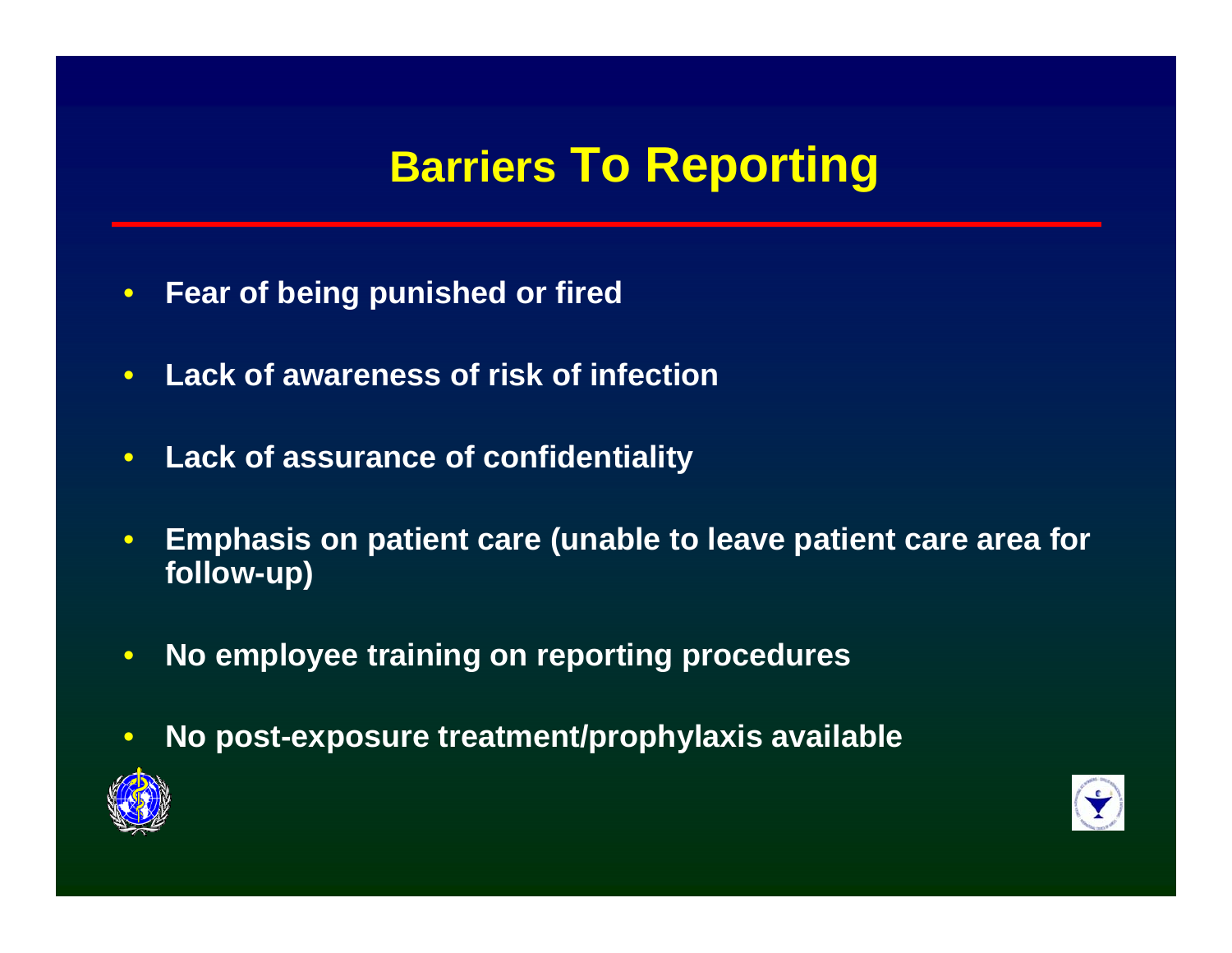# Barriers To Reporting

- **Fear of being punished or fired**
- **Lack of awareness of risk of infection**
- **Lack of assurance of confidentiality**
- **Emphasis on patient care (unable to leave patient care area for follow-up)**
- **No employee training on reporting procedures**
- **No post-exposure treatment/prophylaxis available**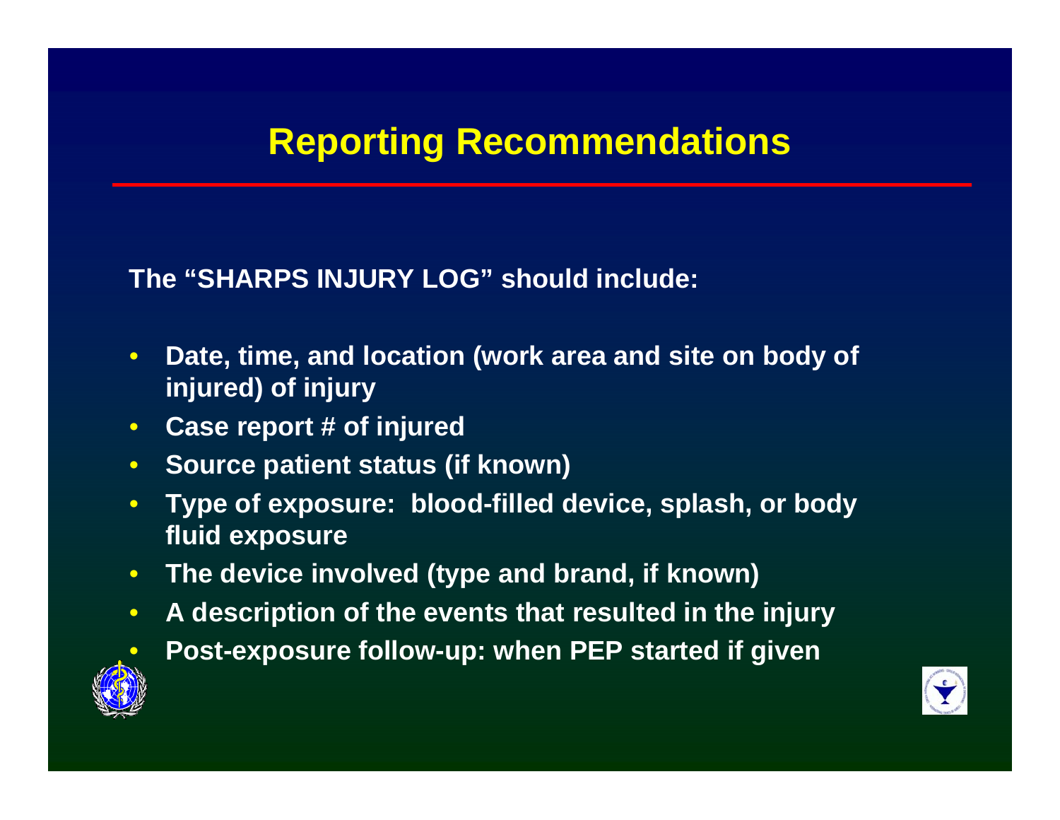# Reporting Recommendations

**The "SHARPS INJURY LOG" should include:**

- **Date, time, and location (work area and site on body of injured) of injury**
- **Case report # of injured**
- **Source patient status (if known)**
- **Type of exposure: blood-filled device, splash, or body fluid exposure**
- **The device involved (type and brand, if known)**
- **A description of the events that resulted in the injury**
- **Post-exposure follow-up: when PEP started if given**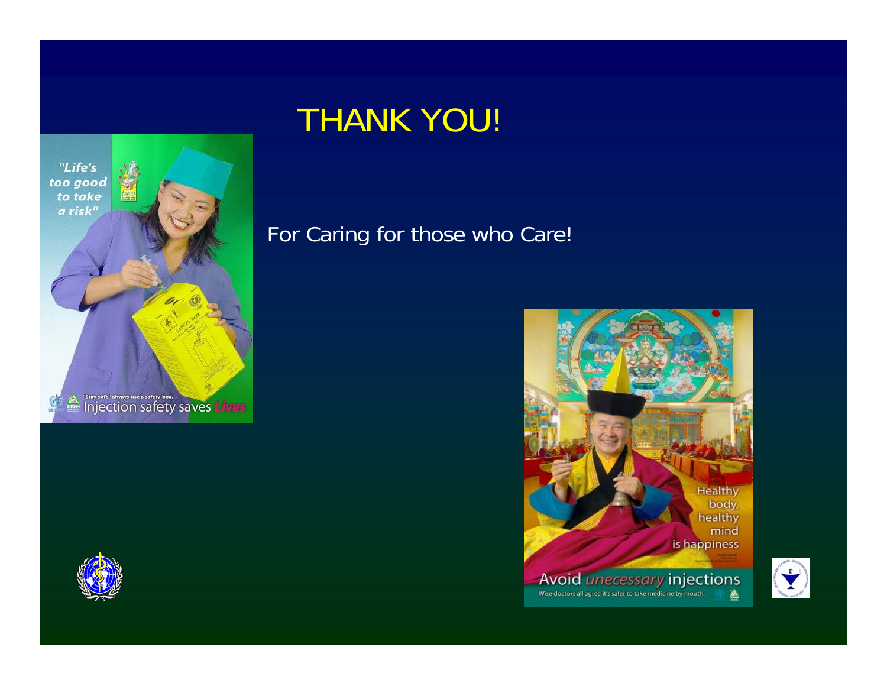# THANK YOU!

For Caring for those who Care!